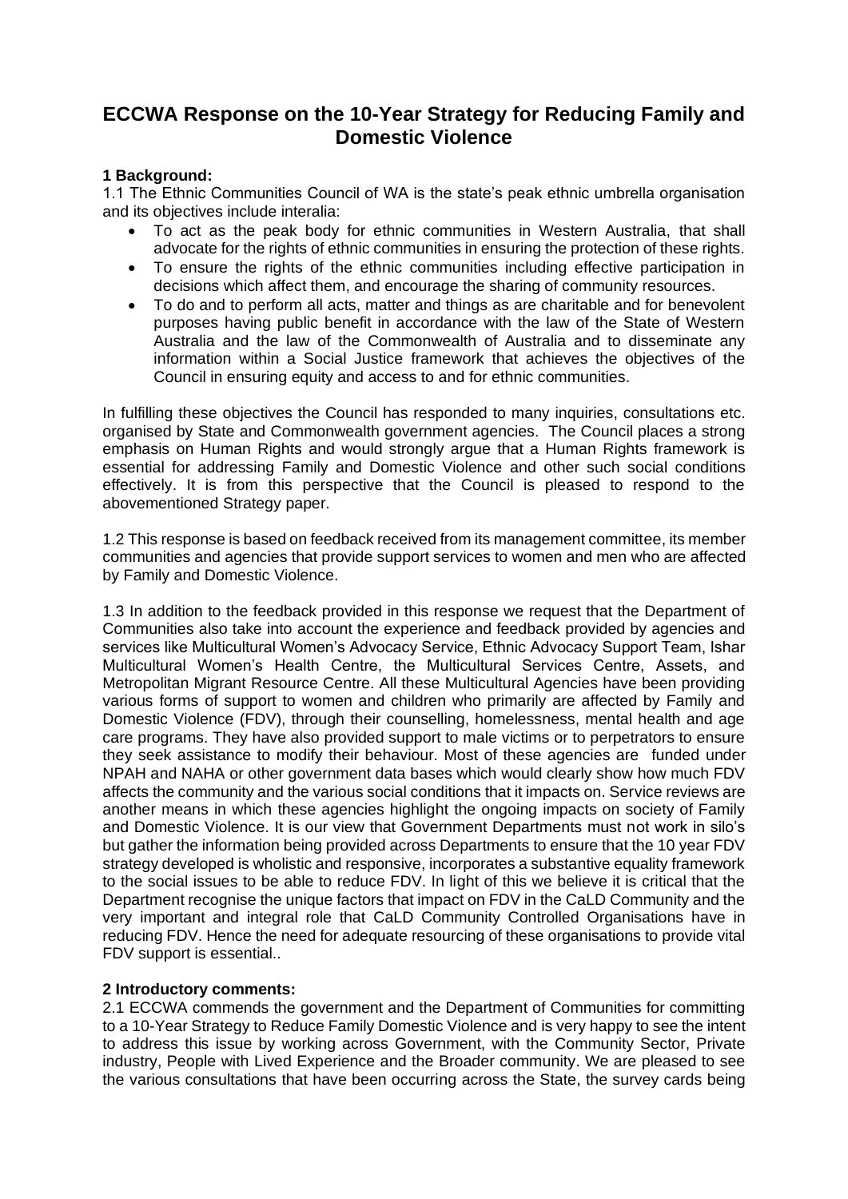# ECCWA Response on the 10-Year Strategy for Reducing Family and Domestic Violence

**1 Background:**

1.1 The Ethnic Communities Council of WA is the state's peak ethnic umbrella organisation and its objectives include interalia:

- To act as the peak body for ethnic communities in Western Australia, that shall advocate for the rights of ethnic communities in ensuring the protection of these rights.
- To ensure the rights of the ethnic communities including effective participation in decisions which affect them, and encourage the sharing of community resources.
- To do and to perform all acts, matter and things as are charitable and for benevolent purposes having public benefit in accordance with the law of the State of Western Australia and the law of the Commonwealth of Australia and to disseminate any information within a Social Justice framework that achieves the objectives of the Council in ensuring equity and access to and for ethnic communities.

In fulfilling these objectives the Council has responded to many inquiries, consultations etc. organised by State and Commonwealth government agencies. The Council places a strong emphasis on Human Rights and would strongly argue that a Human Rights framework is essential for addressing Family and Domestic Violence and other such social conditions effectively. It is from this perspective that the Council is pleased to respond to the abovementioned Strategy paper.

1.2 This response is based on feedback received from its management committee, its member communities and agencies that provide support services to women and men who are affected by Family and Domestic Violence.

1.3 In addition to the feedback provided in this response we request that the Department of Communities also take into account the experience and feedback provided by agencies and services like Multicultural Women's Advocacy Service, Ethnic Advocacy Support Team, Ishar Multicultural Women's Health Centre, the Multicultural Services Centre, Assets, and Metropolitan Migrant Resource Centre. All these Multicultural Agencies have been providing various forms of support to women and children who primarily are affected by Family and Domestic Violence (FDV), through their counselling, homelessness, mental health and age care programs. They have also provided support to male victims or to perpetrators to ensure they seek assistance to modify their behaviour. Most of these agencies are funded under NPAH and NAHA or other government data bases which would clearly show how much FDV affects the community and the various social conditions that it impacts on. Service reviews are another means in which these agencies highlight the ongoing impacts on society of Family and Domestic Violence. It is our view that Government Departments must not work in silo's but gather the information being provided across Departments to ensure that the 10 year FDV strategy developed is wholistic and responsive, incorporates a substantive equality framework to the social issues to be able to reduce FDV. In light of this we believe it is critical that the Department recognise the unique factors that impact on FDV in the CaLD Community and the very important and integral role that CaLD Community Controlled Organisations have in reducing FDV. Hence the need for adequate resourcing of these organisations to provide vital FDV support is essential..

**2 Introductory comments:**

2.1 ECCWA commends the government and the Department of Communities for committing to a 10-Year Strategy to Reduce Family Domestic Violence and is very happy to see the intent to address this issue by working across Government, with the Community Sector, Private industry, People with Lived Experience and the Broader community. We are pleased to see the various consultations that have been occurring across the State, the survey cards being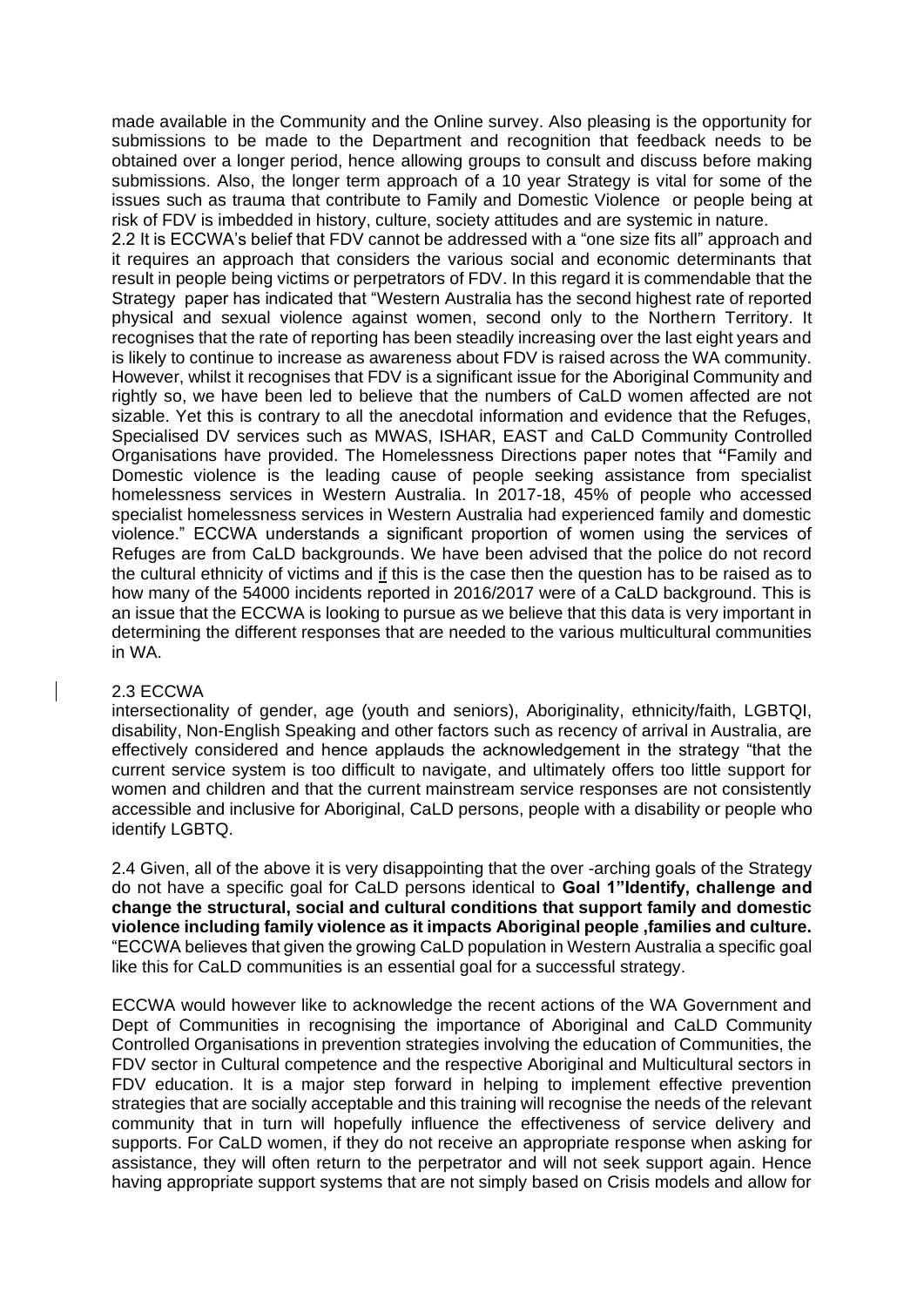made available in the Community and the Online survey. Also pleasing is the opportunity for submissions to be made to the Department and recognition that feedback needs to be obtained over a longer period, hence allowing groups to consult and discuss before making submissions. Also, the longer term approach of a 10 year Strategy is vital for some of the issues such as trauma that contribute to Family and Domestic Violence or people being at risk of FDV is imbedded in history, culture, society attitudes and are systemic in nature.

2.2 It is ECCWA's belief that FDV cannot be addressed with a "one size fits all" approach and it requires an approach that considers the various social and economic determinants that result in people being victims or perpetrators of FDV. In this regard it is commendable that the Strategy paper has indicated that "Western Australia has the second highest rate of reported physical and sexual violence against women, second only to the Northern Territory. It recognises that the rate of reporting has been steadily increasing over the last eight years and is likely to continue to increase as awareness about FDV is raised across the WA community. However, whilst it recognises that FDV is a significant issue for the Aboriginal Community and rightly so, we have been led to believe that the numbers of CaLD women affected are not sizable. Yet this is contrary to all the anecdotal information and evidence that the Refuges, Specialised DV services such as MWAS, ISHAR, EAST and CaLD Community Controlled Organisations have provided. The Homelessness Directions paper notes that "Family and Domestic violence is the leading cause of people seeking assistance from specialist homelessness services in Western Australia. In 2017-18, 45% of people who accessed specialist homelessness services in Western Australia had experienced family and domestic violence." ECCWA understands a significant proportion of women using the services of Refuges are from CaLD backgrounds. We have been advised that the police do not record the cultural ethnicity of victims and if this is the case then the question has to be raised as to how many of the 54000 incidents reported in 2016/2017 were of a CaLD background. This is an issue that the ECCWA is looking to pursue as we believe that this data is very important in determining the different responses that are needed to the various multicultural communities in WA.

2.3 ECCWA

intersectionality of gender, age (youth and seniors), Aboriginality, ethnicity/faith, LGBTQI, disability, Non-English Speaking and other factors such as recency of arrival in Australia, are effectively considered and hence applauds the acknowledgement in the strategy "that the current service system is too difficult to navigate, and ultimately offers too little support for women and children and that the current mainstream service responses are not consistently accessible and inclusive for Aboriginal, CaLD persons, people with a disability or people who identify LGBTQ.

2.4 Given, all of the above it is very disappointing that the over -arching goals of the Strategy do not have a specific goal for CaLD persons identical to **Goal 1"Identify, challenge and change the structural, social and cultural conditions that support family and domestic violence including family violence as it impacts Aboriginal people ,families and culture.** "ECCWA believes that given the growing CaLD population in Western Australia a specific goal like this for CaLD communities is an essential goal for a successful strategy.

ECCWA would however like to acknowledge the recent actions of the WA Government and Dept of Communities in recognising the importance of Aboriginal and CaLD Community Controlled Organisations in prevention strategies involving the education of Communities, the FDV sector in Cultural competence and the respective Aboriginal and Multicultural sectors in FDV education. It is a major step forward in helping to implement effective prevention strategies that are socially acceptable and this training will recognise the needs of the relevant community that in turn will hopefully influence the effectiveness of service delivery and supports. For CaLD women, if they do not receive an appropriate response when asking for assistance, they will often return to the perpetrator and will not seek support again. Hence having appropriate support systems that are not simply based on Crisis models and allow for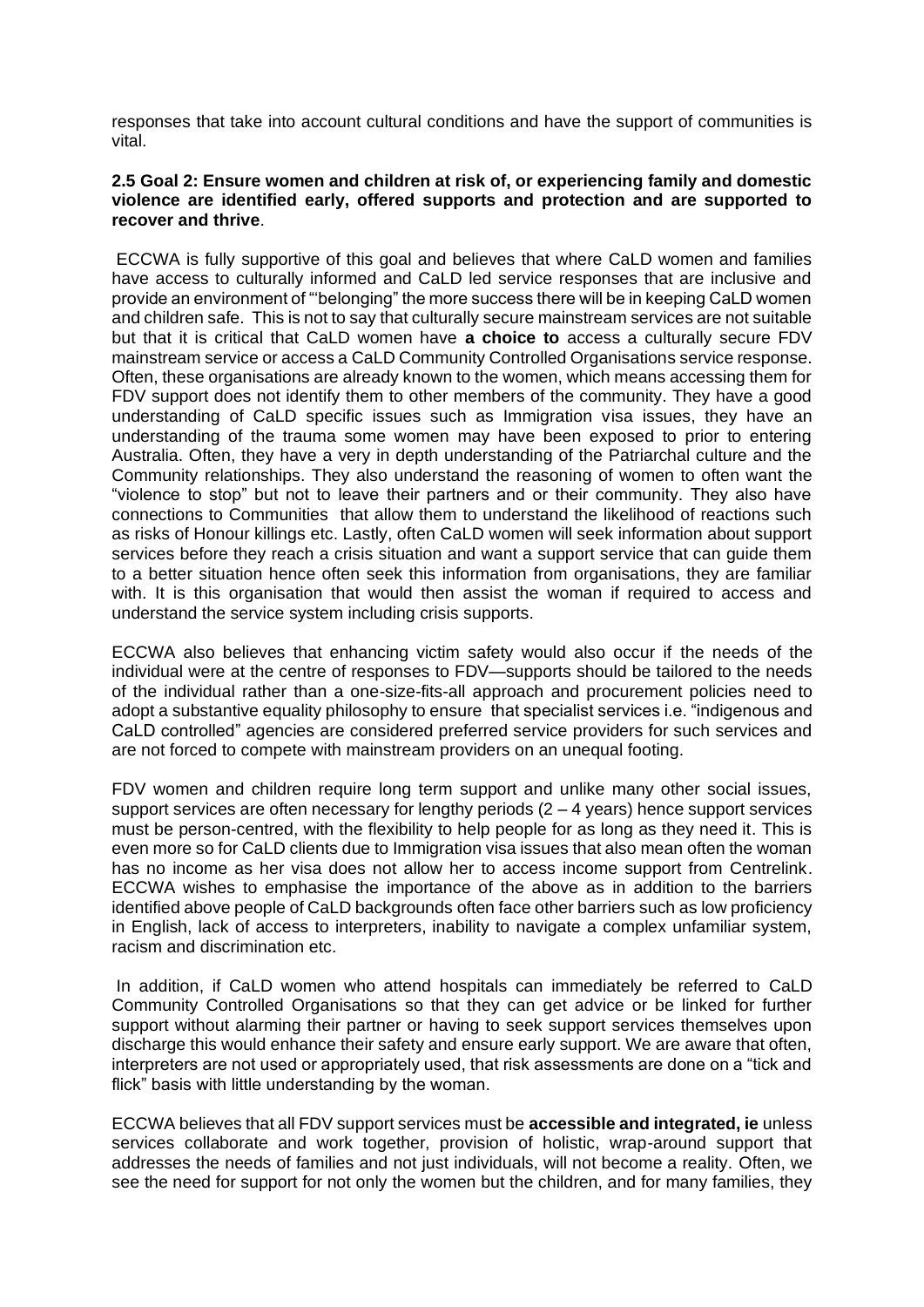responses that take into account cultural conditions and have the support of communities is vital.

**2.5 Goal 2: Ensure women and children at risk of, or experiencing family and domestic violence are identified early, offered supports and protection and are supported to recover and thrive**.

ECCWA is fully supportive of this goal and believes that where CaLD women and families have access to culturally informed and CaLD led service responses that are inclusive and provide an environment of "'belonging" the more success there will be in keeping CaLD women and children safe. This is not to say that culturally secure mainstream services are not suitable but that it is critical that CaLD women have **a choice to** access a culturally secure FDV mainstream service or access a CaLD Community Controlled Organisations service response. Often, these organisations are already known to the women, which means accessing them for FDV support does not identify them to other members of the community. They have a good understanding of CaLD specific issues such as Immigration visa issues, they have an understanding of the trauma some women may have been exposed to prior to entering Australia. Often, they have a very in depth understanding of the Patriarchal culture and the Community relationships. They also understand the reasoning of women to often want the "violence to stop" but not to leave their partners and or their community. They also have connections to Communities that allow them to understand the likelihood of reactions such as risks of Honour killings etc. Lastly, often CaLD women will seek information about support services before they reach a crisis situation and want a support service that can guide them to a better situation hence often seek this information from organisations, they are familiar with. It is this organisation that would then assist the woman if required to access and understand the service system including crisis supports.

ECCWA also believes that enhancing victim safety would also occur if the needs of the individual were at the centre of responses to FDV—supports should be tailored to the needs of the individual rather than a one-size-fits-all approach and procurement policies need to adopt a substantive equality philosophy to ensure that specialist services i.e. "indigenous and CaLD controlled" agencies are considered preferred service providers for such services and are not forced to compete with mainstream providers on an unequal footing.

FDV women and children require long term support and unlike many other social issues, support services are often necessary for lengthy periods (2 – 4 years) hence support services must be person-centred, with the flexibility to help people for as long as they need it. This is even more so for CaLD clients due to Immigration visa issues that also mean often the woman has no income as her visa does not allow her to access income support from Centrelink. ECCWA wishes to emphasise the importance of the above as in addition to the barriers identified above people of CaLD backgrounds often face other barriers such as low proficiency in English, lack of access to interpreters, inability to navigate a complex unfamiliar system, racism and discrimination etc.

In addition, if CaLD women who attend hospitals can immediately be referred to CaLD Community Controlled Organisations so that they can get advice or be linked for further support without alarming their partner or having to seek support services themselves upon discharge this would enhance their safety and ensure early support. We are aware that often, interpreters are not used or appropriately used, that risk assessments are done on a "tick and flick" basis with little understanding by the woman.

ECCWA believes that all FDV support services must be **accessible and integrated, ie** unless services collaborate and work together, provision of holistic, wrap-around support that addresses the needs of families and not just individuals, will not become a reality. Often, we see the need for support for not only the women but the children, and for many families, they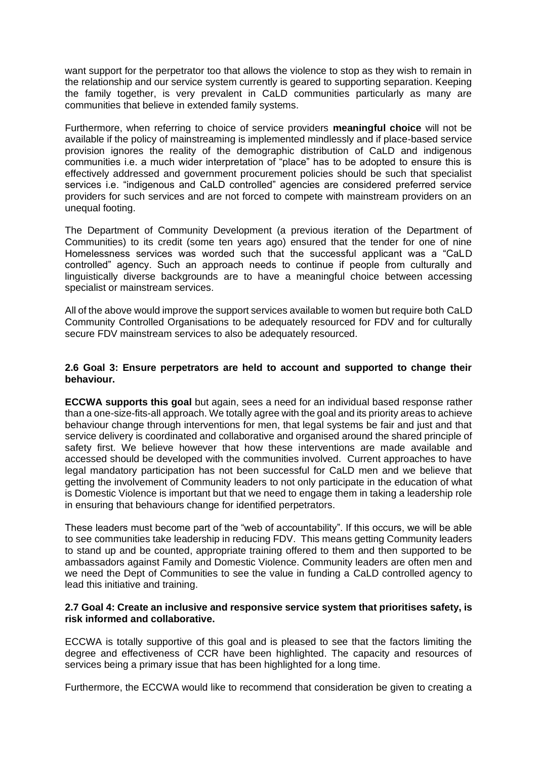want support for the perpetrator too that allows the violence to stop as they wish to remain in the relationship and our service system currently is geared to supporting separation. Keeping the family together, is very prevalent in CaLD communities particularly as many are communities that believe in extended family systems.

Furthermore, when referring to choice of service providers **meaningful choice** will not be available if the policy of mainstreaming is implemented mindlessly and if place-based service provision ignores the reality of the demographic distribution of CaLD and indigenous communities i.e. a much wider interpretation of "place" has to be adopted to ensure this is effectively addressed and government procurement policies should be such that specialist services i.e. "indigenous and CaLD controlled" agencies are considered preferred service providers for such services and are not forced to compete with mainstream providers on an unequal footing.

The Department of Community Development (a previous iteration of the Department of Communities) to its credit (some ten years ago) ensured that the tender for one of nine Homelessness services was worded such that the successful applicant was a "CaLD controlled" agency. Such an approach needs to continue if people from culturally and linguistically diverse backgrounds are to have a meaningful choice between accessing specialist or mainstream services.

All of the above would improve the support services available to women but require both CaLD Community Controlled Organisations to be adequately resourced for FDV and for culturally secure FDV mainstream services to also be adequately resourced.

### 2.6 Goal 3: Ensure perpetrators are held to account and supported to change their behaviour.

**ECCWA supports this goal** but again, sees a need for an individual based response rather than a one-size-fits-all approach. We totally agree with the goal and its priority areas to achieve behaviour change through interventions for men, that legal systems be fair and just and that service delivery is coordinated and collaborative and organised around the shared principle of safety first. We believe however that how these interventions are made available and accessed should be developed with the communities involved. Current approaches to have legal mandatory participation has not been successful for CaLD men and we believe that getting the involvement of Community leaders to not only participate in the education of what is Domestic Violence is important but that we need to engage them in taking a leadership role in ensuring that behaviours change for identified perpetrators.

These leaders must become part of the "web of accountability". If this occurs, we will be able to see communities take leadership in reducing FDV. This means getting Community leaders to stand up and be counted, appropriate training offered to them and then supported to be ambassadors against Family and Domestic Violence. Community leaders are often men and we need the Dept of Communities to see the value in funding a CaLD controlled agency to lead this initiative and training.

### 2.7 Goal 4: Create an inclusive and responsive service system that prioritises safety, is risk informed and collaborative.

ECCWA is totally supportive of this goal and is pleased to see that the factors limiting the degree and effectiveness of CCR have been highlighted. The capacity and resources of services being a primary issue that has been highlighted for a long time.

Furthermore, the ECCWA would like to recommend that consideration be given to creating a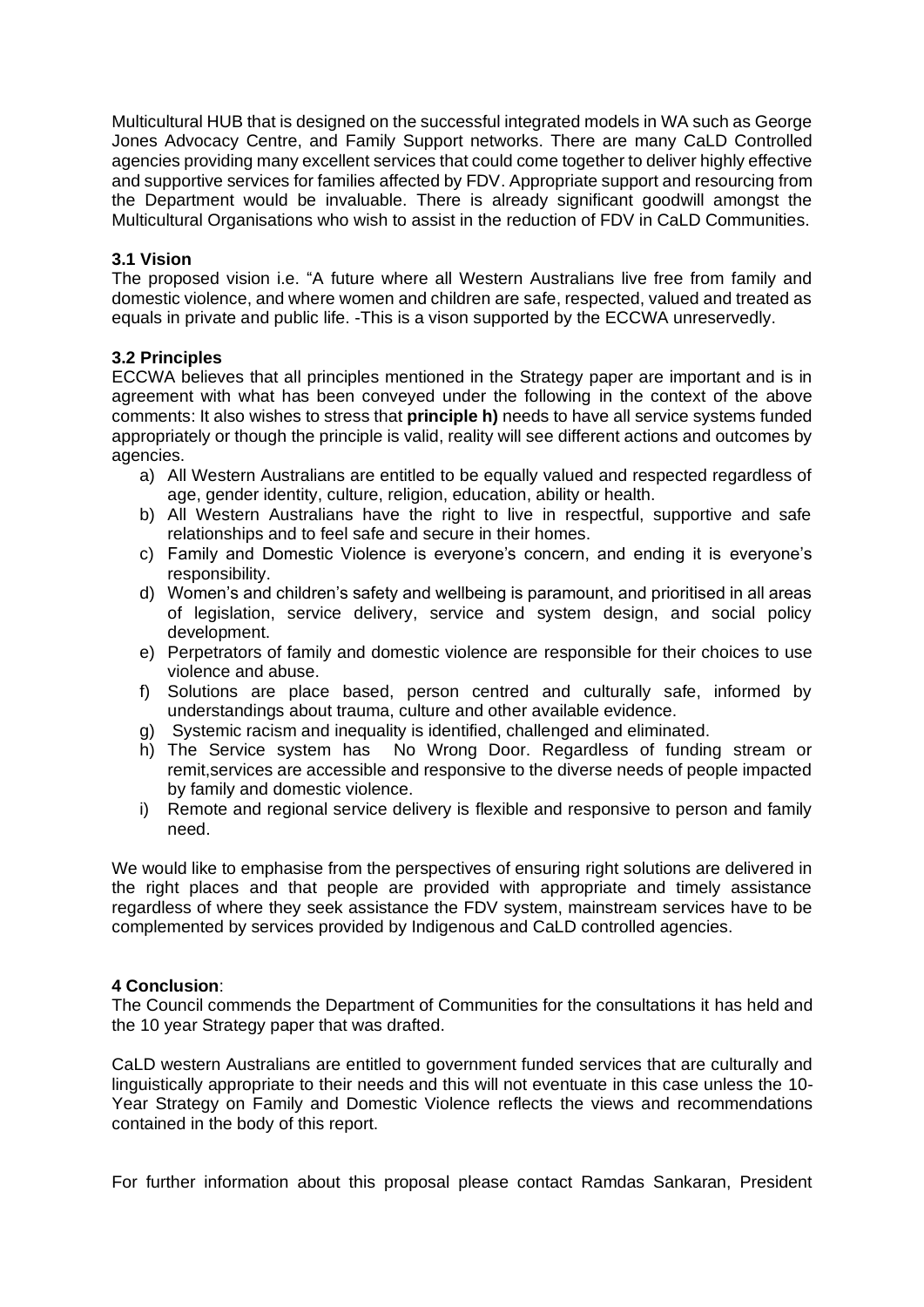Multicultural HUB that is designed on the successful integrated models in WA such as George Jones Advocacy Centre, and Family Support networks. There are many CaLD Controlled agencies providing many excellent services that could come together to deliver highly effective and supportive services for families affected by FDV. Appropriate support and resourcing from the Department would be invaluable. There is already significant goodwill amongst the Multicultural Organisations who wish to assist in the reduction of FDV in CaLD Communities.

### 3.1 Vision

The proposed vision i.e. "A future where all Western Australians live free from family and domestic violence, and where women and children are safe, respected, valued and treated as equals in private and public life. -This is a vison supported by the ECCWA unreservedly.

### 3.2 Principles

ECCWA believes that all principles mentioned in the Strategy paper are important and is in agreement with what has been conveyed under the following in the context of the above comments: It also wishes to stress that **principle h)** needs to have all service systems funded appropriately or though the principle is valid, reality will see different actions and outcomes by agencies.

a) All Western Australians are entitled to be equally valued and respected regardless of age, gender identity, culture, religion, education, ability or health.
b) All Western Australians have the right to live in respectful, supportive and safe relationships and to feel safe and secure in their homes.
c) Family and Domestic Violence is everyone's concern, and ending it is everyone's responsibility.
d) Women's and children's safety and wellbeing is paramount, and prioritised in all areas of legislation, service delivery, service and system design, and social policy development.
e) Perpetrators of family and domestic violence are responsible for their choices to use violence and abuse.
f) Solutions are place based, person centred and culturally safe, informed by understandings about trauma, culture and other available evidence.
g) Systemic racism and inequality is identified, challenged and eliminated.
h) The Service system has No Wrong Door. Regardless of funding stream or remit,services are accessible and responsive to the diverse needs of people impacted by family and domestic violence.
i) Remote and regional service delivery is flexible and responsive to person and family need.

We would like to emphasise from the perspectives of ensuring right solutions are delivered in the right places and that people are provided with appropriate and timely assistance regardless of where they seek assistance the FDV system, mainstream services have to be complemented by services provided by Indigenous and CaLD controlled agencies.

### 4 Conclusion:

The Council commends the Department of Communities for the consultations it has held and the 10 year Strategy paper that was drafted.

CaLD western Australians are entitled to government funded services that are culturally and linguistically appropriate to their needs and this will not eventuate in this case unless the 10-Year Strategy on Family and Domestic Violence reflects the views and recommendations contained in the body of this report.

For further information about this proposal please contact Ramdas Sankaran, President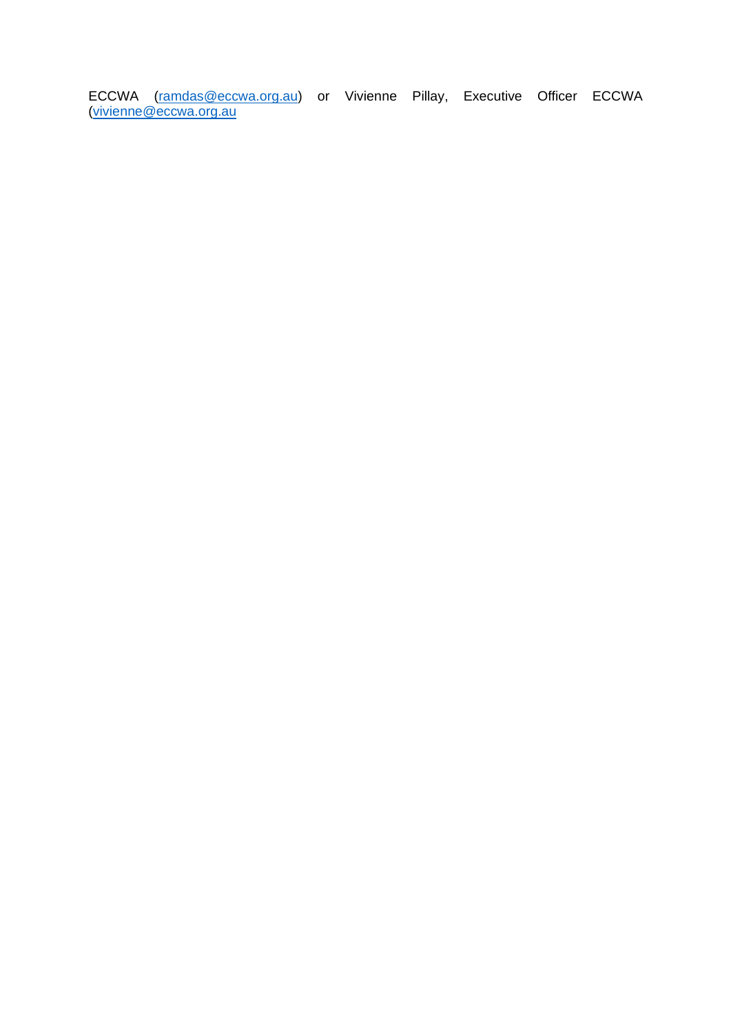ECCWA (ramdas@eccwa.org.au) or Vivienne Pillay, Executive Officer ECCWA (vivienne@eccwa.org.au